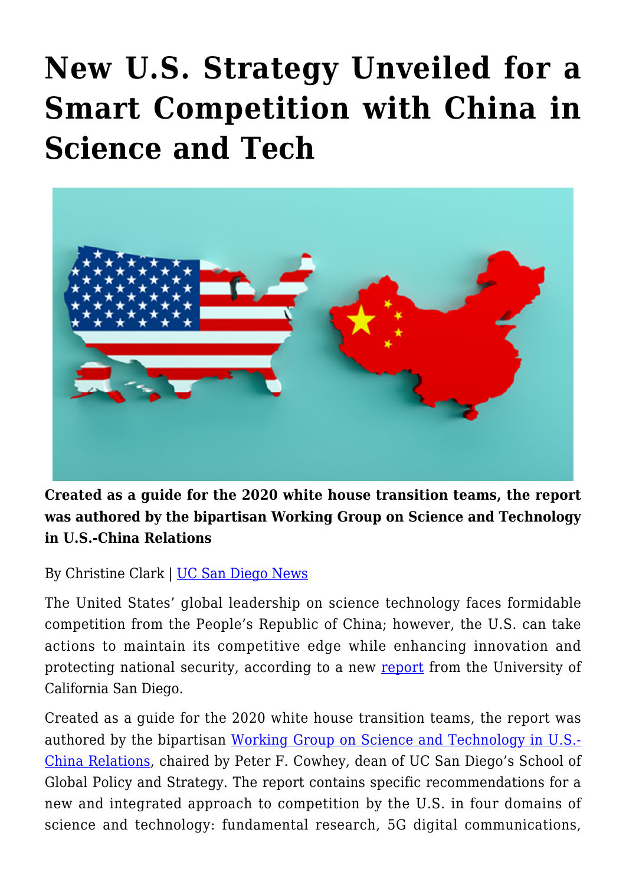# New U.S. Strategy Unveiled for a Smart Competition with China in Science and Tech

**Created as a guide for the 2020 white house transition teams, the report was authored by the bipartisan Working Group on Science and Technology in U.S.-China Relations**

By Christine Clark | UC San Diego News

The United States' global leadership on science technology faces formidable competition from the People's Republic of China; however, the U.S. can take actions to maintain its competitive edge while enhancing innovation and protecting national security, according to a new report from the University of California San Diego.

Created as a guide for the 2020 white house transition teams, the report was authored by the bipartisan Working Group on Science and Technology in U.S.-China Relations, chaired by Peter F. Cowhey, dean of UC San Diego's School of Global Policy and Strategy. The report contains specific recommendations for a new and integrated approach to competition by the U.S. in four domains of science and technology: fundamental research, 5G digital communications,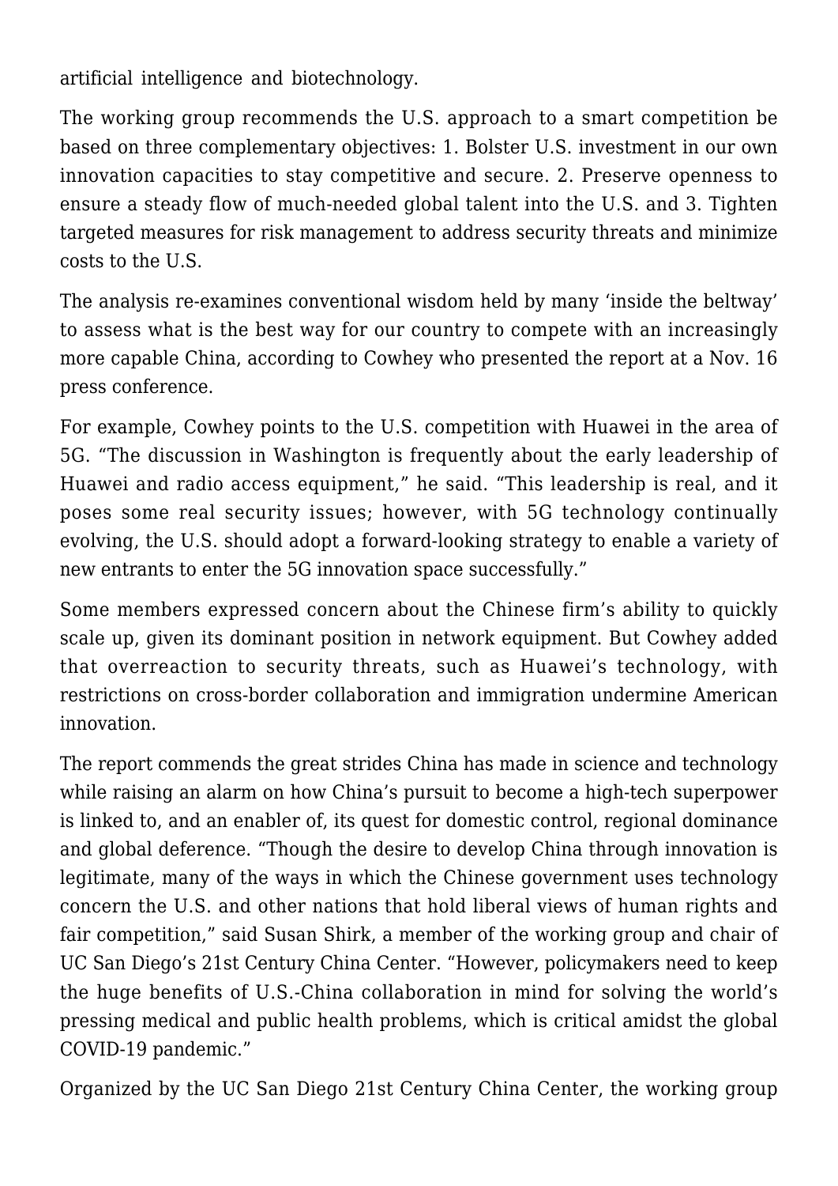artificial intelligence and biotechnology.

The working group recommends the U.S. approach to a smart competition be based on three complementary objectives: 1. Bolster U.S. investment in our own innovation capacities to stay competitive and secure. 2. Preserve openness to ensure a steady flow of much-needed global talent into the U.S. and 3. Tighten targeted measures for risk management to address security threats and minimize costs to the U.S.

The analysis re-examines conventional wisdom held by many 'inside the beltway' to assess what is the best way for our country to compete with an increasingly more capable China, according to Cowhey who presented the report at a Nov. 16 press conference.

For example, Cowhey points to the U.S. competition with Huawei in the area of 5G. "The discussion in Washington is frequently about the early leadership of Huawei and radio access equipment," he said. "This leadership is real, and it poses some real security issues; however, with 5G technology continually evolving, the U.S. should adopt a forward-looking strategy to enable a variety of new entrants to enter the 5G innovation space successfully."

Some members expressed concern about the Chinese firm's ability to quickly scale up, given its dominant position in network equipment. But Cowhey added that overreaction to security threats, such as Huawei's technology, with restrictions on cross-border collaboration and immigration undermine American innovation.

The report commends the great strides China has made in science and technology while raising an alarm on how China's pursuit to become a high-tech superpower is linked to, and an enabler of, its quest for domestic control, regional dominance and global deference. "Though the desire to develop China through innovation is legitimate, many of the ways in which the Chinese government uses technology concern the U.S. and other nations that hold liberal views of human rights and fair competition," said Susan Shirk, a member of the working group and chair of UC San Diego's 21st Century China Center. "However, policymakers need to keep the huge benefits of U.S.-China collaboration in mind for solving the world's pressing medical and public health problems, which is critical amidst the global COVID-19 pandemic."

Organized by the UC San Diego 21st Century China Center, the working group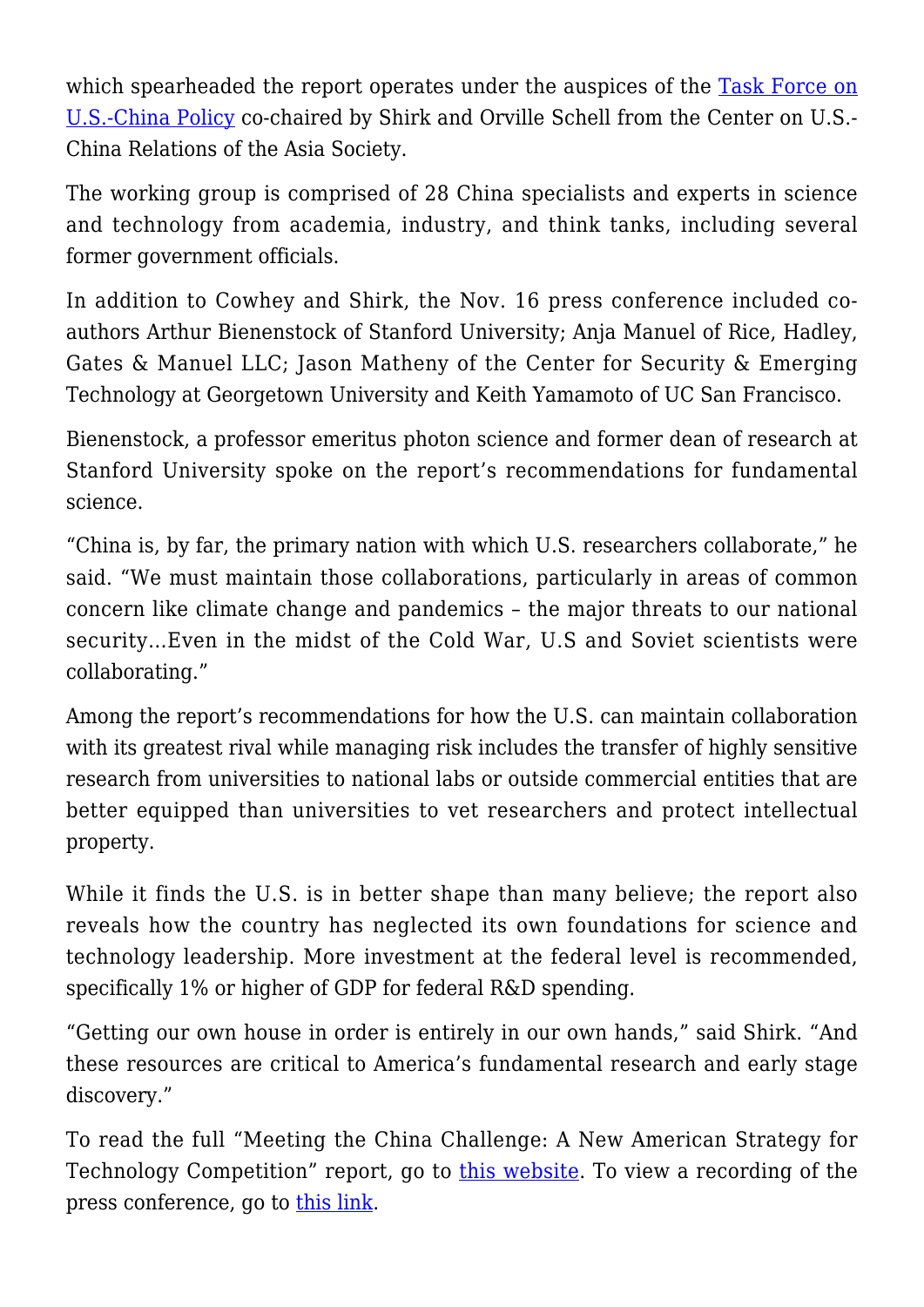which spearheaded the report operates under the auspices of the [Task Force on U.S.-China Policy] co-chaired by Shirk and Orville Schell from the Center on U.S.-China Relations of the Asia Society.

The working group is comprised of 28 China specialists and experts in science and technology from academia, industry, and think tanks, including several former government officials.

In addition to Cowhey and Shirk, the Nov. 16 press conference included co-authors Arthur Bienenstock of Stanford University; Anja Manuel of Rice, Hadley, Gates & Manuel LLC; Jason Matheny of the Center for Security & Emerging Technology at Georgetown University and Keith Yamamoto of UC San Francisco.

Bienenstock, a professor emeritus photon science and former dean of research at Stanford University spoke on the report's recommendations for fundamental science.

"China is, by far, the primary nation with which U.S. researchers collaborate," he said. "We must maintain those collaborations, particularly in areas of common concern like climate change and pandemics – the major threats to our national security…Even in the midst of the Cold War, U.S and Soviet scientists were collaborating."

Among the report's recommendations for how the U.S. can maintain collaboration with its greatest rival while managing risk includes the transfer of highly sensitive research from universities to national labs or outside commercial entities that are better equipped than universities to vet researchers and protect intellectual property.

While it finds the U.S. is in better shape than many believe; the report also reveals how the country has neglected its own foundations for science and technology leadership. More investment at the federal level is recommended, specifically 1% or higher of GDP for federal R&D spending.

"Getting our own house in order is entirely in our own hands," said Shirk. "And these resources are critical to America's fundamental research and early stage discovery."

To read the full "Meeting the China Challenge: A New American Strategy for Technology Competition" report, go to [this website]. To view a recording of the press conference, go to [this link].